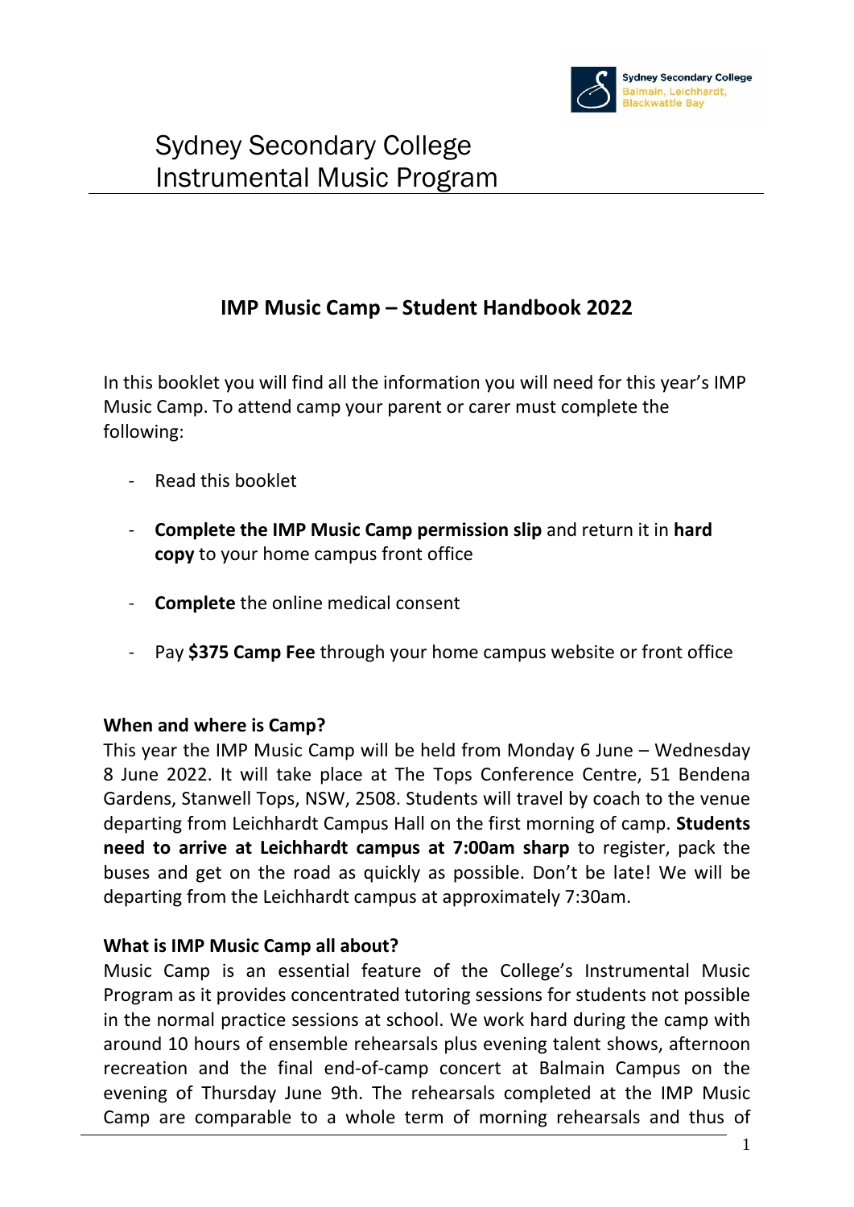# Sydney Secondary College Instrumental Music Program

## IMP Music Camp – Student Handbook 2022

In this booklet you will find all the information you will need for this year's IMP Music Camp. To attend camp your parent or carer must complete the following:

- Read this booklet
- **Complete the IMP Music Camp permission slip** and return it in **hard copy** to your home campus front office
- **Complete** the online medical consent
- Pay **$375 Camp Fee** through your home campus website or front office

**When and where is Camp?**

This year the IMP Music Camp will be held from Monday 6 June – Wednesday 8 June 2022. It will take place at The Tops Conference Centre, 51 Bendena Gardens, Stanwell Tops, NSW, 2508. Students will travel by coach to the venue departing from Leichhardt Campus Hall on the first morning of camp. **Students need to arrive at Leichhardt campus at 7:00am sharp** to register, pack the buses and get on the road as quickly as possible. Don't be late! We will be departing from the Leichhardt campus at approximately 7:30am.

**What is IMP Music Camp all about?**

Music Camp is an essential feature of the College's Instrumental Music Program as it provides concentrated tutoring sessions for students not possible in the normal practice sessions at school. We work hard during the camp with around 10 hours of ensemble rehearsals plus evening talent shows, afternoon recreation and the final end-of-camp concert at Balmain Campus on the evening of Thursday June 9th. The rehearsals completed at the IMP Music Camp are comparable to a whole term of morning rehearsals and thus of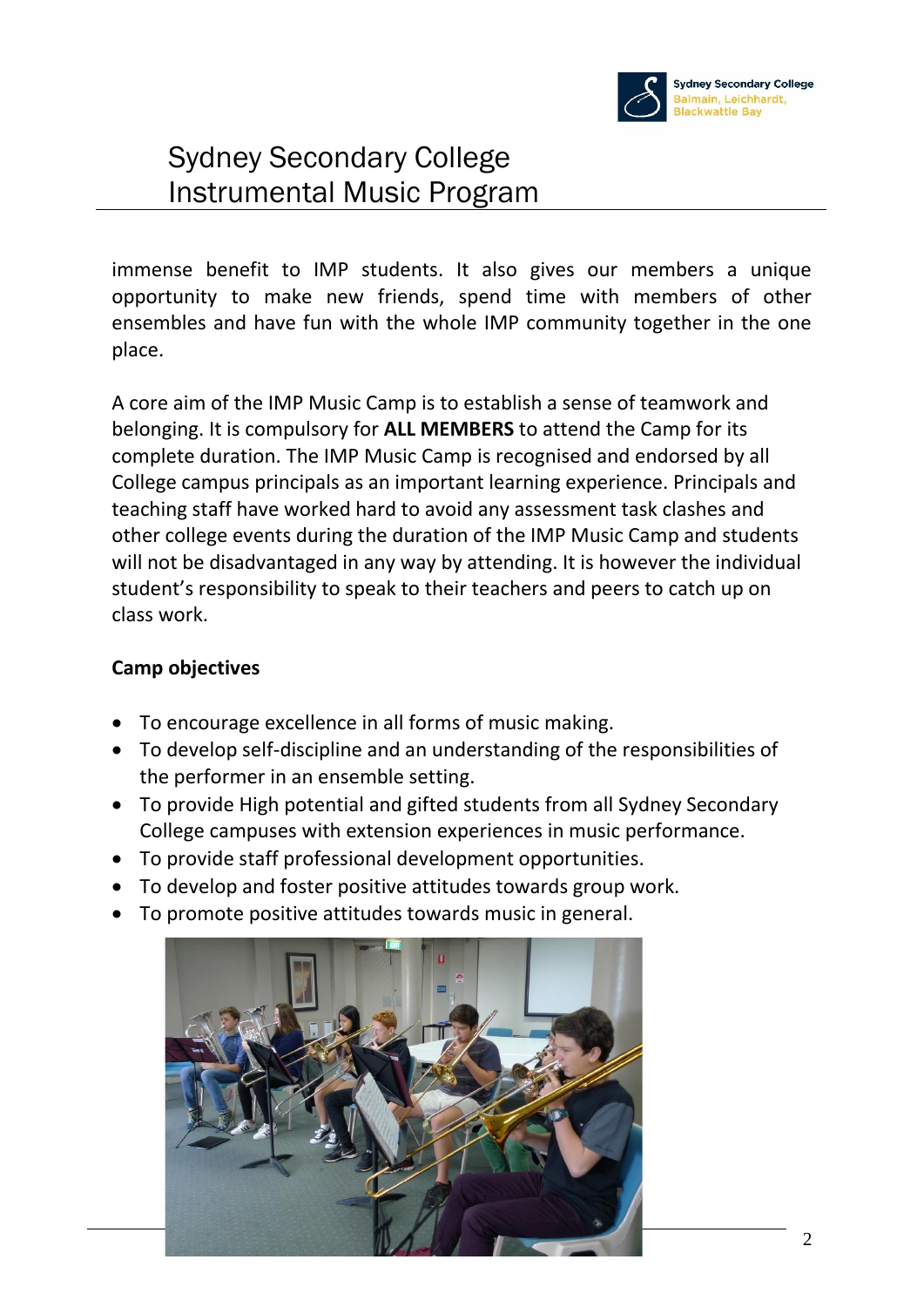immense benefit to IMP students. It also gives our members a unique opportunity to make new friends, spend time with members of other ensembles and have fun with the whole IMP community together in the one place.

A core aim of the IMP Music Camp is to establish a sense of teamwork and belonging. It is compulsory for **ALL MEMBERS** to attend the Camp for its complete duration. The IMP Music Camp is recognised and endorsed by all College campus principals as an important learning experience. Principals and teaching staff have worked hard to avoid any assessment task clashes and other college events during the duration of the IMP Music Camp and students will not be disadvantaged in any way by attending. It is however the individual student's responsibility to speak to their teachers and peers to catch up on class work.

**Camp objectives**

- To encourage excellence in all forms of music making.
- To develop self-discipline and an understanding of the responsibilities of the performer in an ensemble setting.
- To provide High potential and gifted students from all Sydney Secondary College campuses with extension experiences in music performance.
- To provide staff professional development opportunities.
- To develop and foster positive attitudes towards group work.
- To promote positive attitudes towards music in general.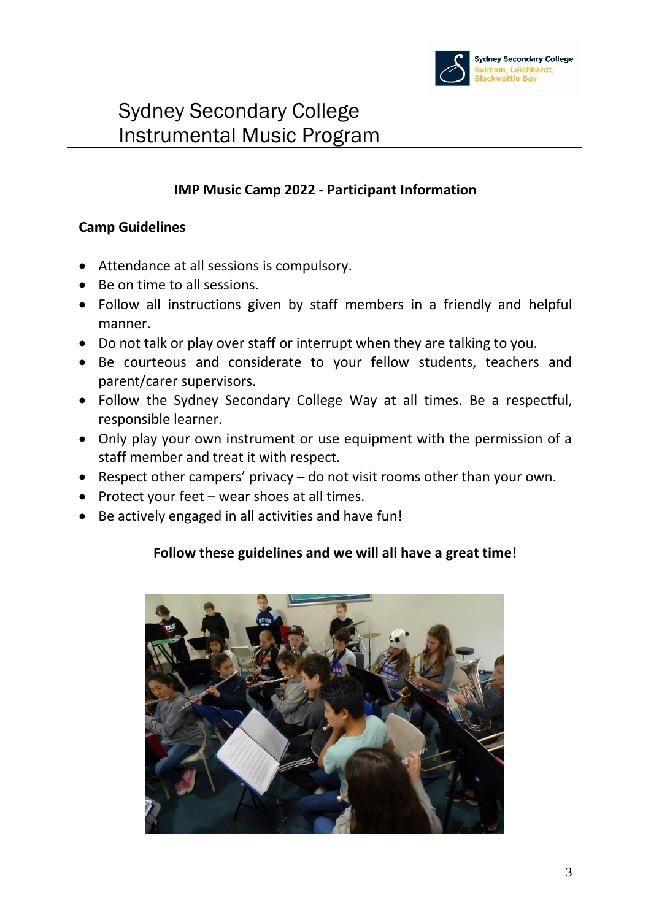# Sydney Secondary College
# Instrumental Music Program

## IMP Music Camp 2022 - Participant Information

### Camp Guidelines

- Attendance at all sessions is compulsory.
- Be on time to all sessions.
- Follow all instructions given by staff members in a friendly and helpful manner.
- Do not talk or play over staff or interrupt when they are talking to you.
- Be courteous and considerate to your fellow students, teachers and parent/carer supervisors.
- Follow the Sydney Secondary College Way at all times. Be a respectful, responsible learner.
- Only play your own instrument or use equipment with the permission of a staff member and treat it with respect.
- Respect other campers' privacy – do not visit rooms other than your own.
- Protect your feet – wear shoes at all times.
- Be actively engaged in all activities and have fun!

**Follow these guidelines and we will all have a great time!**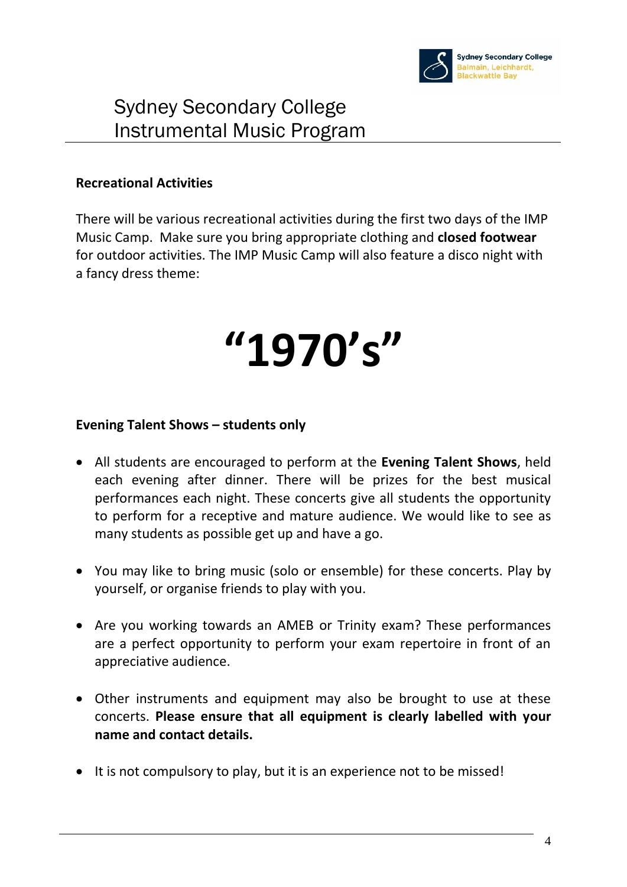# Sydney Secondary College Instrumental Music Program

**Recreational Activities**

There will be various recreational activities during the first two days of the IMP Music Camp. Make sure you bring appropriate clothing and **closed footwear** for outdoor activities. The IMP Music Camp will also feature a disco night with a fancy dress theme:

# "1970's"

**Evening Talent Shows – students only**

- All students are encouraged to perform at the **Evening Talent Shows**, held each evening after dinner. There will be prizes for the best musical performances each night. These concerts give all students the opportunity to perform for a receptive and mature audience. We would like to see as many students as possible get up and have a go.

- You may like to bring music (solo or ensemble) for these concerts. Play by yourself, or organise friends to play with you.

- Are you working towards an AMEB or Trinity exam? These performances are a perfect opportunity to perform your exam repertoire in front of an appreciative audience.

- Other instruments and equipment may also be brought to use at these concerts. **Please ensure that all equipment is clearly labelled with your name and contact details.**

- It is not compulsory to play, but it is an experience not to be missed!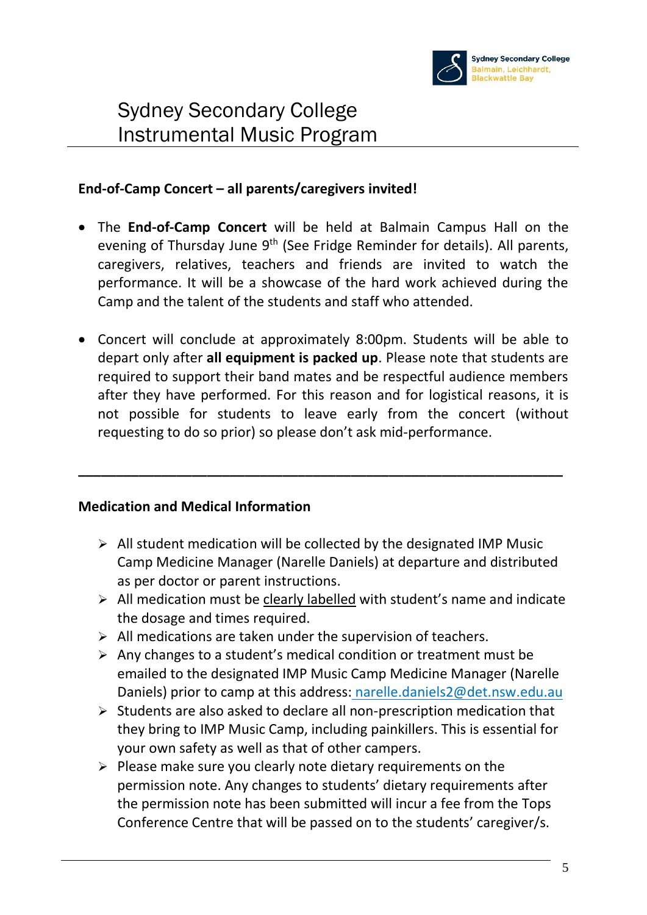# Sydney Secondary College
# Instrumental Music Program

**End-of-Camp Concert – all parents/caregivers invited!**

- The **End-of-Camp Concert** will be held at Balmain Campus Hall on the evening of Thursday June 9th (See Fridge Reminder for details). All parents, caregivers, relatives, teachers and friends are invited to watch the performance. It will be a showcase of the hard work achieved during the Camp and the talent of the students and staff who attended.

- Concert will conclude at approximately 8:00pm. Students will be able to depart only after **all equipment is packed up**. Please note that students are required to support their band mates and be respectful audience members after they have performed. For this reason and for logistical reasons, it is not possible for students to leave early from the concert (without requesting to do so prior) so please don't ask mid-performance.

---

**Medication and Medical Information**

- All student medication will be collected by the designated IMP Music Camp Medicine Manager (Narelle Daniels) at departure and distributed as per doctor or parent instructions.
- All medication must be clearly labelled with student's name and indicate the dosage and times required.
- All medications are taken under the supervision of teachers.
- Any changes to a student's medical condition or treatment must be emailed to the designated IMP Music Camp Medicine Manager (Narelle Daniels) prior to camp at this address: narelle.daniels2@det.nsw.edu.au
- Students are also asked to declare all non-prescription medication that they bring to IMP Music Camp, including painkillers. This is essential for your own safety as well as that of other campers.
- Please make sure you clearly note dietary requirements on the permission note. Any changes to students' dietary requirements after the permission note has been submitted will incur a fee from the Tops Conference Centre that will be passed on to the students' caregiver/s.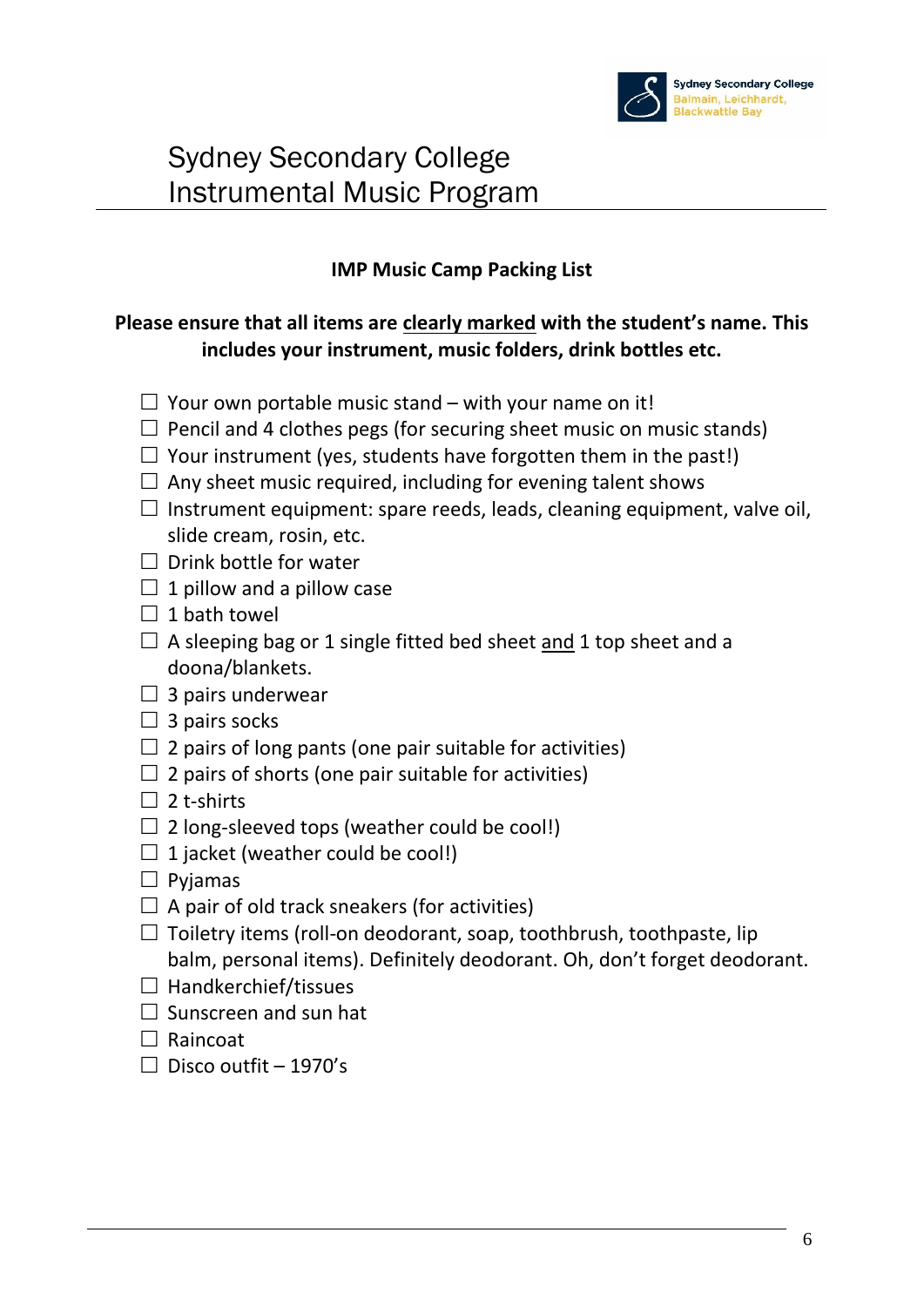# Sydney Secondary College
# Instrumental Music Program

**IMP Music Camp Packing List**

**Please ensure that all items are <u>clearly marked</u> with the student's name. This includes your instrument, music folders, drink bottles etc.**

- ☐ Your own portable music stand – with your name on it!
- ☐ Pencil and 4 clothes pegs (for securing sheet music on music stands)
- ☐ Your instrument (yes, students have forgotten them in the past!)
- ☐ Any sheet music required, including for evening talent shows
- ☐ Instrument equipment: spare reeds, leads, cleaning equipment, valve oil, slide cream, rosin, etc.
- ☐ Drink bottle for water
- ☐ 1 pillow and a pillow case
- ☐ 1 bath towel
- ☐ A sleeping bag or 1 single fitted bed sheet <u>and</u> 1 top sheet and a doona/blankets.
- ☐ 3 pairs underwear
- ☐ 3 pairs socks
- ☐ 2 pairs of long pants (one pair suitable for activities)
- ☐ 2 pairs of shorts (one pair suitable for activities)
- ☐ 2 t-shirts
- ☐ 2 long-sleeved tops (weather could be cool!)
- ☐ 1 jacket (weather could be cool!)
- ☐ Pyjamas
- ☐ A pair of old track sneakers (for activities)
- ☐ Toiletry items (roll-on deodorant, soap, toothbrush, toothpaste, lip balm, personal items). Definitely deodorant. Oh, don't forget deodorant.
- ☐ Handkerchief/tissues
- ☐ Sunscreen and sun hat
- ☐ Raincoat
- ☐ Disco outfit – 1970's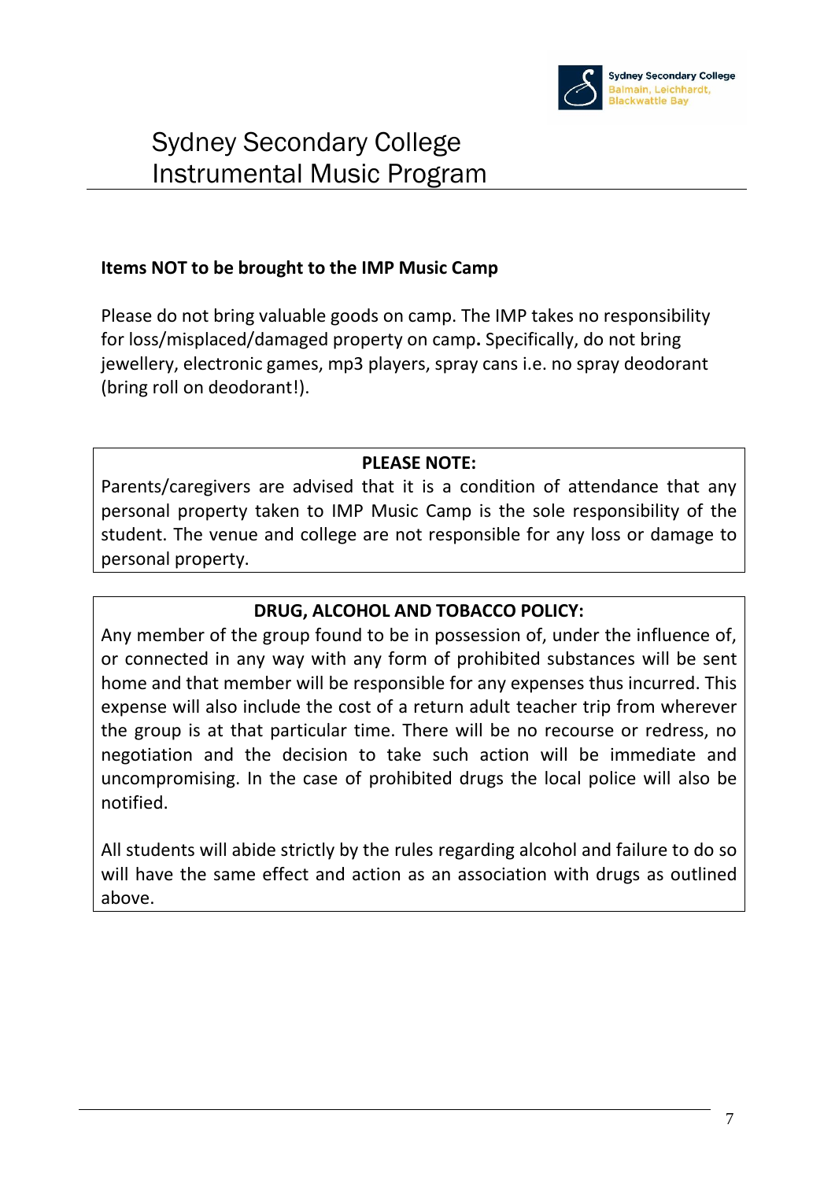# Sydney Secondary College Instrumental Music Program

**Items NOT to be brought to the IMP Music Camp**

Please do not bring valuable goods on camp. The IMP takes no responsibility for loss/misplaced/damaged property on camp**.** Specifically, do not bring jewellery, electronic games, mp3 players, spray cans i.e. no spray deodorant (bring roll on deodorant!).

**PLEASE NOTE:**

Parents/caregivers are advised that it is a condition of attendance that any personal property taken to IMP Music Camp is the sole responsibility of the student. The venue and college are not responsible for any loss or damage to personal property.

**DRUG, ALCOHOL AND TOBACCO POLICY:**

Any member of the group found to be in possession of, under the influence of, or connected in any way with any form of prohibited substances will be sent home and that member will be responsible for any expenses thus incurred. This expense will also include the cost of a return adult teacher trip from wherever the group is at that particular time. There will be no recourse or redress, no negotiation and the decision to take such action will be immediate and uncompromising. In the case of prohibited drugs the local police will also be notified.

All students will abide strictly by the rules regarding alcohol and failure to do so will have the same effect and action as an association with drugs as outlined above.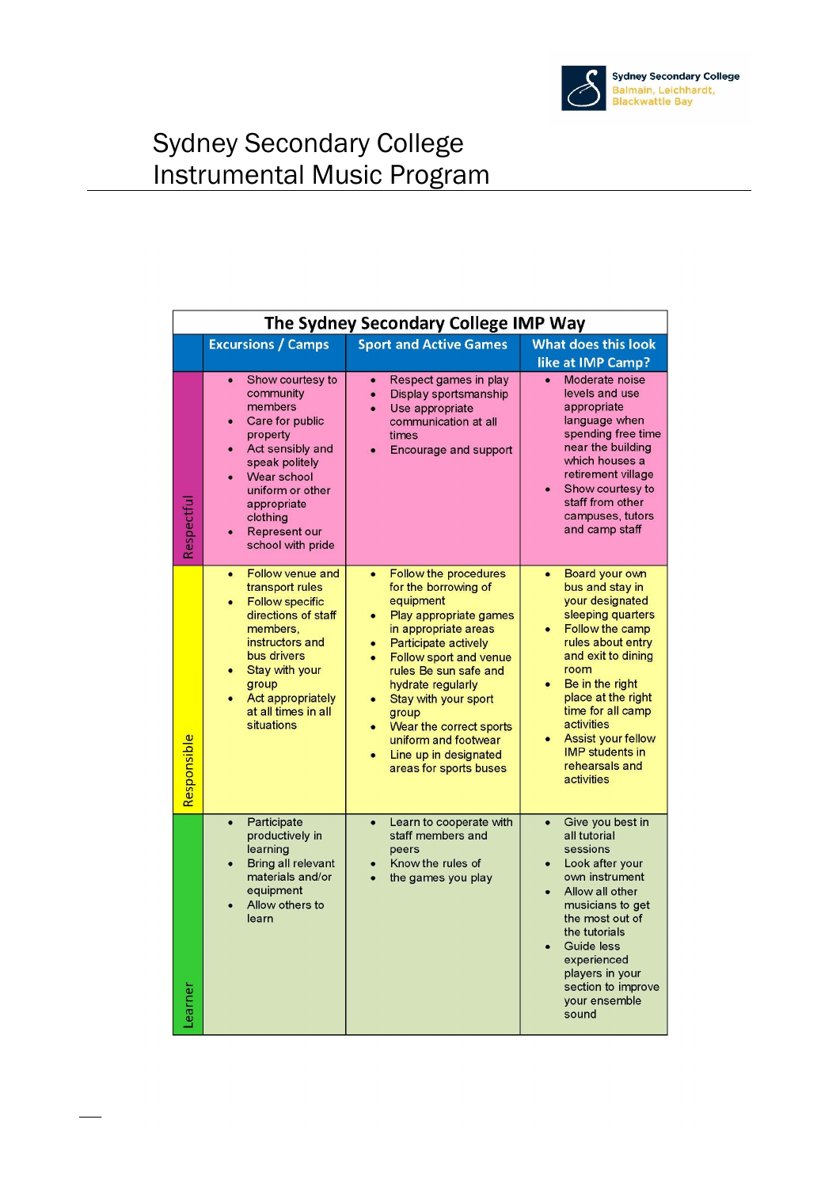# Sydney Secondary College Instrumental Music Program

| The Sydney Secondary College IMP Way | | | |
|---|---|---|---|
| | **Excursions / Camps** | **Sport and Active Games** | **What does this look like at IMP Camp?** |
| **Respectful** | • Show courtesy to community members<br>• Care for public property<br>• Act sensibly and speak politely<br>• Wear school uniform or other appropriate clothing<br>• Represent our school with pride | • Respect games in play<br>• Display sportsmanship<br>• Use appropriate communication at all times<br>• Encourage and support | • Moderate noise levels and use appropriate language when spending free time near the building which houses a retirement village<br>• Show courtesy to staff from other campuses, tutors and camp staff |
| **Responsible** | • Follow venue and transport rules<br>• Follow specific directions of staff members, instructors and bus drivers<br>• Stay with your group<br>• Act appropriately at all times in all situations | • Follow the procedures for the borrowing of equipment<br>• Play appropriate games in appropriate areas<br>• Participate actively<br>• Follow sport and venue rules Be sun safe and hydrate regularly<br>• Stay with your sport group<br>• Wear the correct sports uniform and footwear<br>• Line up in designated areas for sports buses | • Board your own bus and stay in your designated sleeping quarters<br>• Follow the camp rules about entry and exit to dining room<br>• Be in the right place at the right time for all camp activities<br>• Assist your fellow IMP students in rehearsals and activities |
| **Learner** | • Participate productively in learning<br>• Bring all relevant materials and/or equipment<br>• Allow others to learn | • Learn to cooperate with staff members and peers<br>• Know the rules of<br>• the games you play | • Give you best in all tutorial sessions<br>• Look after your own instrument<br>• Allow all other musicians to get the most out of the tutorials<br>• Guide less experienced players in your section to improve your ensemble sound |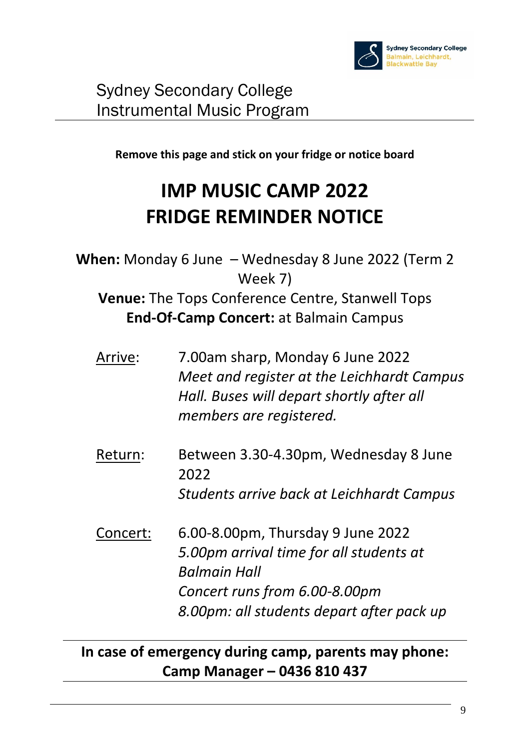Sydney Secondary College
Instrumental Music Program

**Remove this page and stick on your fridge or notice board**

# IMP MUSIC CAMP 2022
# FRIDGE REMINDER NOTICE

**When:** Monday 6 June – Wednesday 8 June 2022 (Term 2 Week 7)

**Venue:** The Tops Conference Centre, Stanwell Tops

**End-Of-Camp Concert:** at Balmain Campus

| | |
|---|---|
| Arrive: | 7.00am sharp, Monday 6 June 2022<br>*Meet and register at the Leichhardt Campus Hall. Buses will depart shortly after all members are registered.* |
| Return: | Between 3.30-4.30pm, Wednesday 8 June 2022<br>*Students arrive back at Leichhardt Campus* |
| Concert: | 6.00-8.00pm, Thursday 9 June 2022<br>*5.00pm arrival time for all students at Balmain Hall*<br>*Concert runs from 6.00-8.00pm*<br>*8.00pm: all students depart after pack up* |

**In case of emergency during camp, parents may phone:**
**Camp Manager – 0436 810 437**